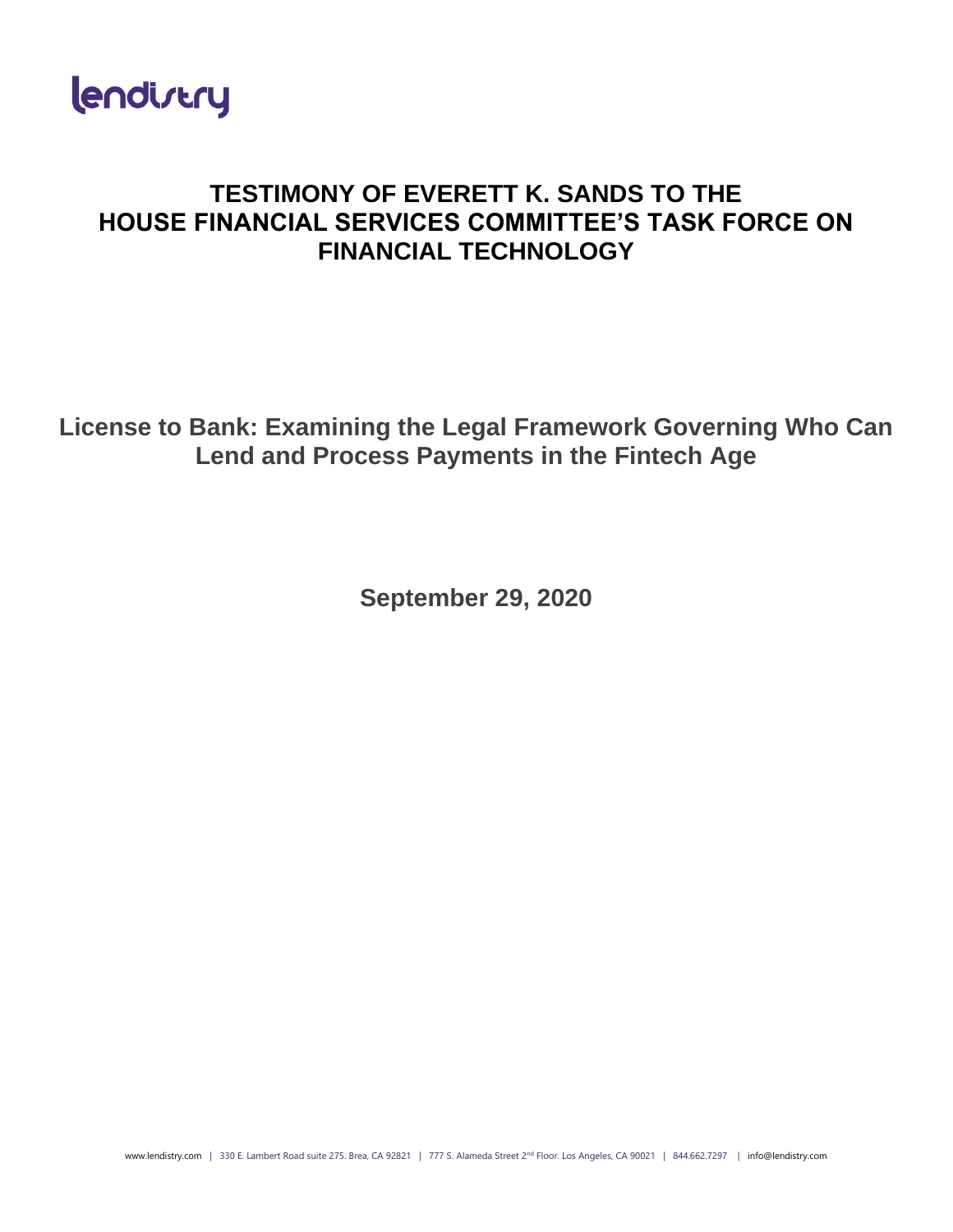lendistry

# TESTIMONY OF EVERETT K. SANDS TO THE HOUSE FINANCIAL SERVICES COMMITTEE'S TASK FORCE ON FINANCIAL TECHNOLOGY

## License to Bank: Examining the Legal Framework Governing Who Can Lend and Process Payments in the Fintech Age

**September 29, 2020**

www.lendistry.com | 330 E. Lambert Road suite 275. Brea, CA 92821 | 777 S. Alameda Street 2nd Floor. Los Angeles, CA 90021 | 844.662.7297 | info@lendistry.com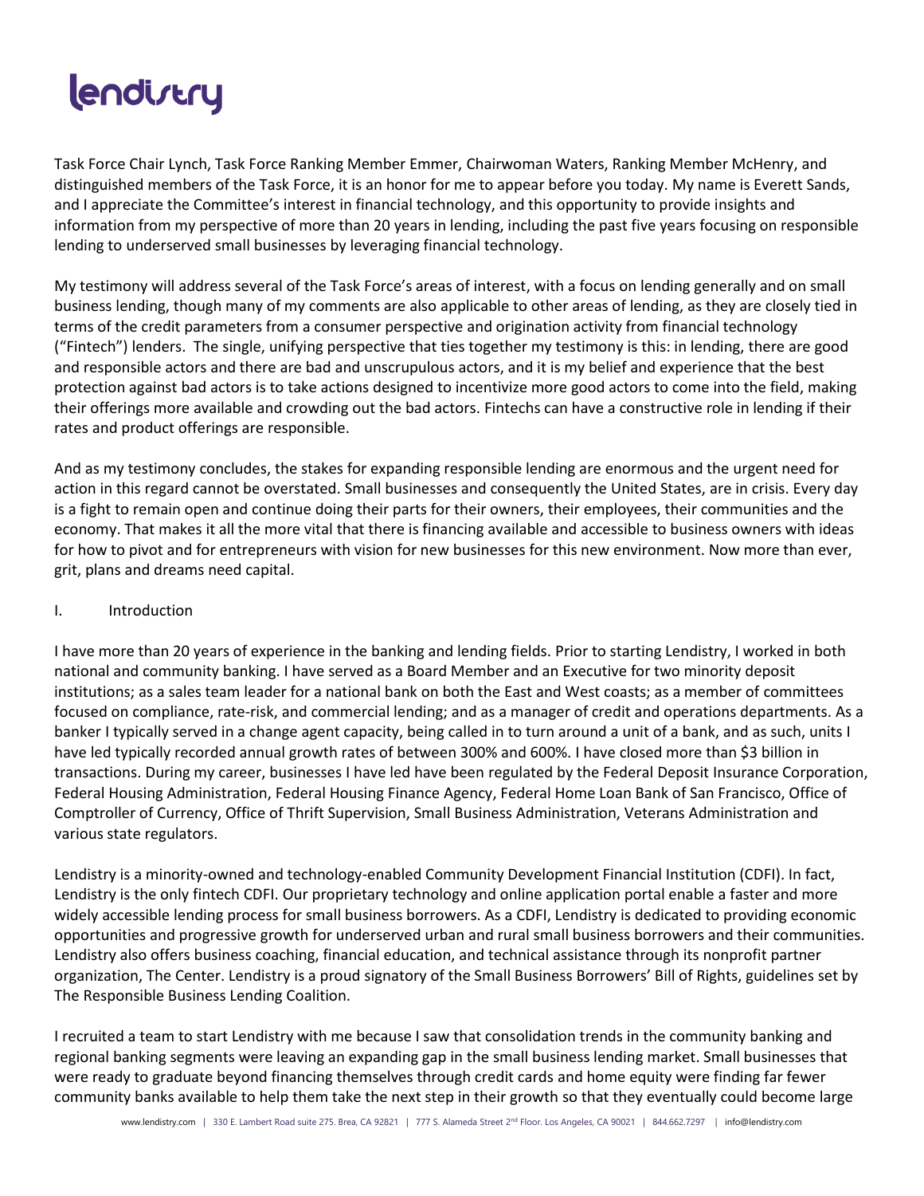# lendistry

Task Force Chair Lynch, Task Force Ranking Member Emmer, Chairwoman Waters, Ranking Member McHenry, and distinguished members of the Task Force, it is an honor for me to appear before you today. My name is Everett Sands, and I appreciate the Committee's interest in financial technology, and this opportunity to provide insights and information from my perspective of more than 20 years in lending, including the past five years focusing on responsible lending to underserved small businesses by leveraging financial technology.

My testimony will address several of the Task Force's areas of interest, with a focus on lending generally and on small business lending, though many of my comments are also applicable to other areas of lending, as they are closely tied in terms of the credit parameters from a consumer perspective and origination activity from financial technology ("Fintech") lenders. The single, unifying perspective that ties together my testimony is this: in lending, there are good and responsible actors and there are bad and unscrupulous actors, and it is my belief and experience that the best protection against bad actors is to take actions designed to incentivize more good actors to come into the field, making their offerings more available and crowding out the bad actors. Fintechs can have a constructive role in lending if their rates and product offerings are responsible.

And as my testimony concludes, the stakes for expanding responsible lending are enormous and the urgent need for action in this regard cannot be overstated. Small businesses and consequently the United States, are in crisis. Every day is a fight to remain open and continue doing their parts for their owners, their employees, their communities and the economy. That makes it all the more vital that there is financing available and accessible to business owners with ideas for how to pivot and for entrepreneurs with vision for new businesses for this new environment. Now more than ever, grit, plans and dreams need capital.

## I. Introduction

I have more than 20 years of experience in the banking and lending fields. Prior to starting Lendistry, I worked in both national and community banking. I have served as a Board Member and an Executive for two minority deposit institutions; as a sales team leader for a national bank on both the East and West coasts; as a member of committees focused on compliance, rate-risk, and commercial lending; and as a manager of credit and operations departments. As a banker I typically served in a change agent capacity, being called in to turn around a unit of a bank, and as such, units I have led typically recorded annual growth rates of between 300% and 600%. I have closed more than $3 billion in transactions. During my career, businesses I have led have been regulated by the Federal Deposit Insurance Corporation, Federal Housing Administration, Federal Housing Finance Agency, Federal Home Loan Bank of San Francisco, Office of Comptroller of Currency, Office of Thrift Supervision, Small Business Administration, Veterans Administration and various state regulators.

Lendistry is a minority-owned and technology-enabled Community Development Financial Institution (CDFI). In fact, Lendistry is the only fintech CDFI. Our proprietary technology and online application portal enable a faster and more widely accessible lending process for small business borrowers. As a CDFI, Lendistry is dedicated to providing economic opportunities and progressive growth for underserved urban and rural small business borrowers and their communities. Lendistry also offers business coaching, financial education, and technical assistance through its nonprofit partner organization, The Center. Lendistry is a proud signatory of the Small Business Borrowers' Bill of Rights, guidelines set by The Responsible Business Lending Coalition.

I recruited a team to start Lendistry with me because I saw that consolidation trends in the community banking and regional banking segments were leaving an expanding gap in the small business lending market. Small businesses that were ready to graduate beyond financing themselves through credit cards and home equity were finding far fewer community banks available to help them take the next step in their growth so that they eventually could become large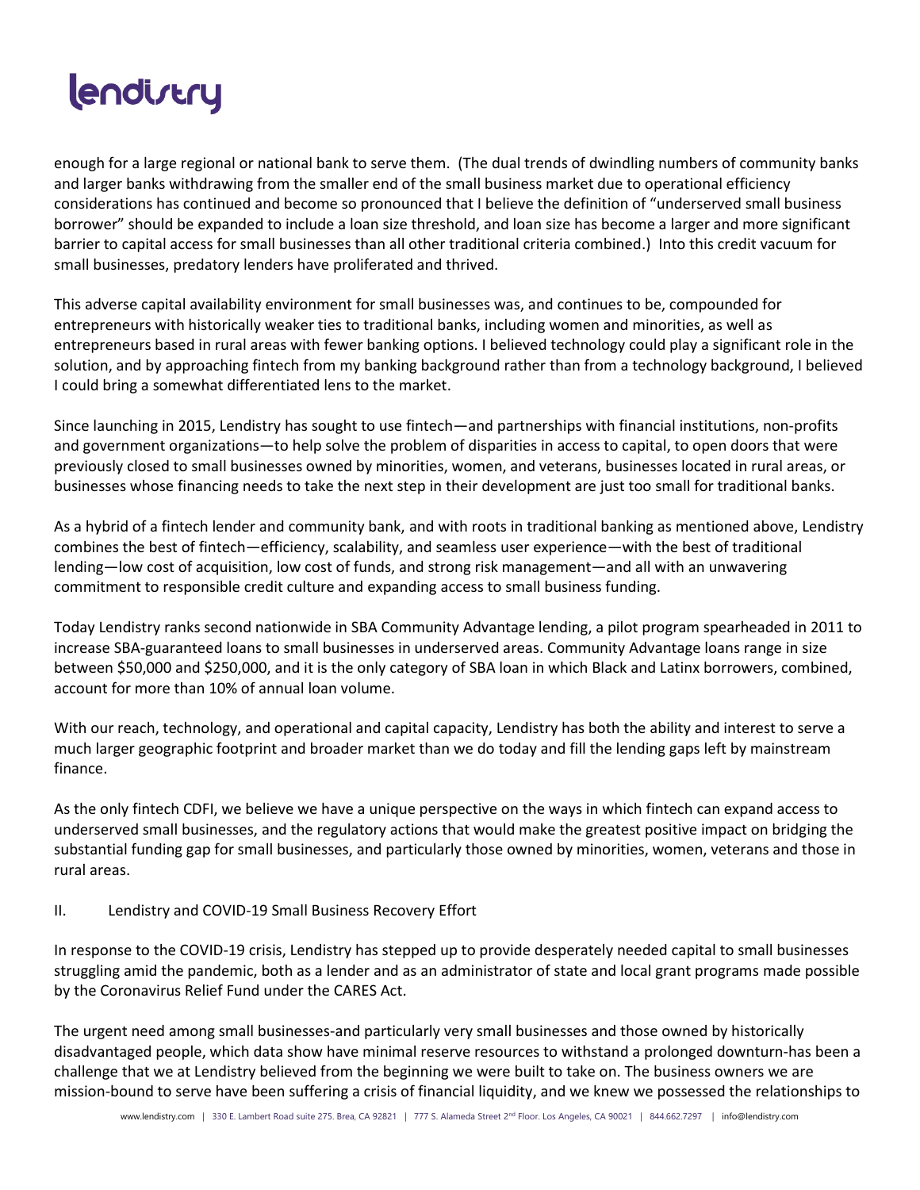enough for a large regional or national bank to serve them. (The dual trends of dwindling numbers of community banks and larger banks withdrawing from the smaller end of the small business market due to operational efficiency considerations has continued and become so pronounced that I believe the definition of "underserved small business borrower" should be expanded to include a loan size threshold, and loan size has become a larger and more significant barrier to capital access for small businesses than all other traditional criteria combined.) Into this credit vacuum for small businesses, predatory lenders have proliferated and thrived.

This adverse capital availability environment for small businesses was, and continues to be, compounded for entrepreneurs with historically weaker ties to traditional banks, including women and minorities, as well as entrepreneurs based in rural areas with fewer banking options. I believed technology could play a significant role in the solution, and by approaching fintech from my banking background rather than from a technology background, I believed I could bring a somewhat differentiated lens to the market.

Since launching in 2015, Lendistry has sought to use fintech—and partnerships with financial institutions, non-profits and government organizations—to help solve the problem of disparities in access to capital, to open doors that were previously closed to small businesses owned by minorities, women, and veterans, businesses located in rural areas, or businesses whose financing needs to take the next step in their development are just too small for traditional banks.

As a hybrid of a fintech lender and community bank, and with roots in traditional banking as mentioned above, Lendistry combines the best of fintech—efficiency, scalability, and seamless user experience—with the best of traditional lending—low cost of acquisition, low cost of funds, and strong risk management—and all with an unwavering commitment to responsible credit culture and expanding access to small business funding.

Today Lendistry ranks second nationwide in SBA Community Advantage lending, a pilot program spearheaded in 2011 to increase SBA-guaranteed loans to small businesses in underserved areas. Community Advantage loans range in size between $50,000 and $250,000, and it is the only category of SBA loan in which Black and Latinx borrowers, combined, account for more than 10% of annual loan volume.

With our reach, technology, and operational and capital capacity, Lendistry has both the ability and interest to serve a much larger geographic footprint and broader market than we do today and fill the lending gaps left by mainstream finance.

As the only fintech CDFI, we believe we have a unique perspective on the ways in which fintech can expand access to underserved small businesses, and the regulatory actions that would make the greatest positive impact on bridging the substantial funding gap for small businesses, and particularly those owned by minorities, women, veterans and those in rural areas.

## II. Lendistry and COVID-19 Small Business Recovery Effort

In response to the COVID-19 crisis, Lendistry has stepped up to provide desperately needed capital to small businesses struggling amid the pandemic, both as a lender and as an administrator of state and local grant programs made possible by the Coronavirus Relief Fund under the CARES Act.

The urgent need among small businesses-and particularly very small businesses and those owned by historically disadvantaged people, which data show have minimal reserve resources to withstand a prolonged downturn-has been a challenge that we at Lendistry believed from the beginning we were built to take on. The business owners we are mission-bound to serve have been suffering a crisis of financial liquidity, and we knew we possessed the relationships to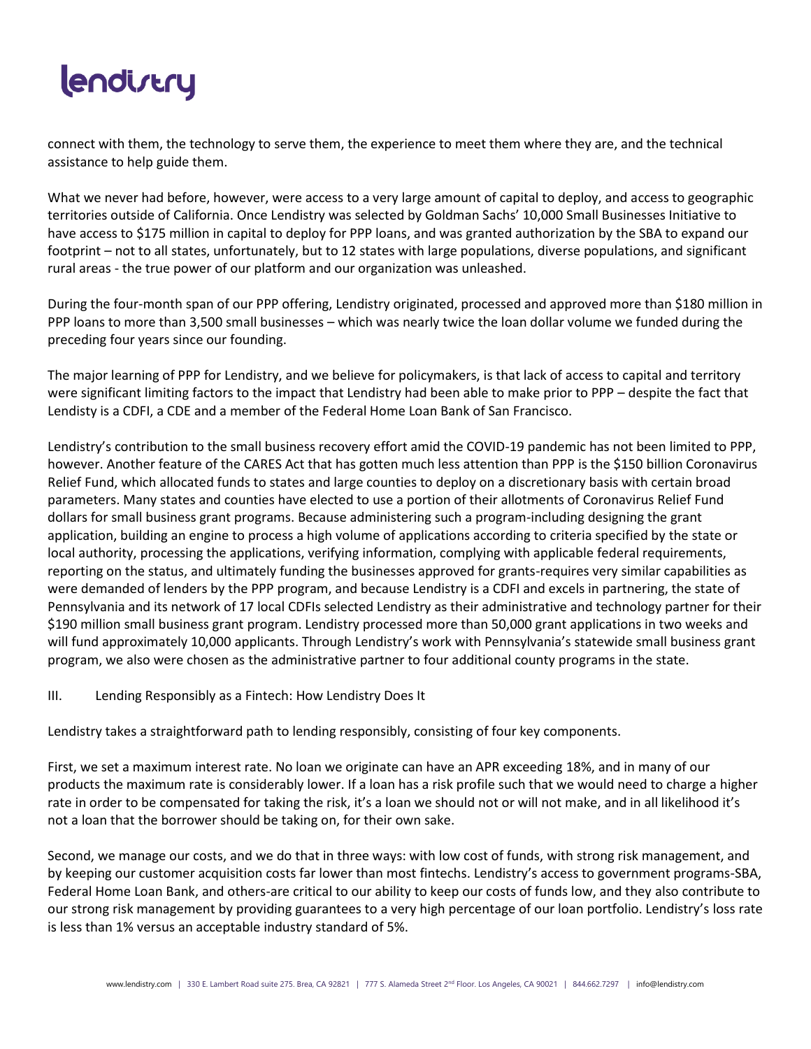connect with them, the technology to serve them, the experience to meet them where they are, and the technical assistance to help guide them.

What we never had before, however, were access to a very large amount of capital to deploy, and access to geographic territories outside of California. Once Lendistry was selected by Goldman Sachs' 10,000 Small Businesses Initiative to have access to $175 million in capital to deploy for PPP loans, and was granted authorization by the SBA to expand our footprint – not to all states, unfortunately, but to 12 states with large populations, diverse populations, and significant rural areas - the true power of our platform and our organization was unleashed.

During the four-month span of our PPP offering, Lendistry originated, processed and approved more than $180 million in PPP loans to more than 3,500 small businesses – which was nearly twice the loan dollar volume we funded during the preceding four years since our founding.

The major learning of PPP for Lendistry, and we believe for policymakers, is that lack of access to capital and territory were significant limiting factors to the impact that Lendistry had been able to make prior to PPP – despite the fact that Lendisty is a CDFI, a CDE and a member of the Federal Home Loan Bank of San Francisco.

Lendistry's contribution to the small business recovery effort amid the COVID-19 pandemic has not been limited to PPP, however. Another feature of the CARES Act that has gotten much less attention than PPP is the $150 billion Coronavirus Relief Fund, which allocated funds to states and large counties to deploy on a discretionary basis with certain broad parameters. Many states and counties have elected to use a portion of their allotments of Coronavirus Relief Fund dollars for small business grant programs. Because administering such a program-including designing the grant application, building an engine to process a high volume of applications according to criteria specified by the state or local authority, processing the applications, verifying information, complying with applicable federal requirements, reporting on the status, and ultimately funding the businesses approved for grants-requires very similar capabilities as were demanded of lenders by the PPP program, and because Lendistry is a CDFI and excels in partnering, the state of Pennsylvania and its network of 17 local CDFIs selected Lendistry as their administrative and technology partner for their $190 million small business grant program. Lendistry processed more than 50,000 grant applications in two weeks and will fund approximately 10,000 applicants. Through Lendistry's work with Pennsylvania's statewide small business grant program, we also were chosen as the administrative partner to four additional county programs in the state.

## III. Lending Responsibly as a Fintech: How Lendistry Does It

Lendistry takes a straightforward path to lending responsibly, consisting of four key components.

First, we set a maximum interest rate. No loan we originate can have an APR exceeding 18%, and in many of our products the maximum rate is considerably lower. If a loan has a risk profile such that we would need to charge a higher rate in order to be compensated for taking the risk, it's a loan we should not or will not make, and in all likelihood it's not a loan that the borrower should be taking on, for their own sake.

Second, we manage our costs, and we do that in three ways: with low cost of funds, with strong risk management, and by keeping our customer acquisition costs far lower than most fintechs. Lendistry's access to government programs-SBA, Federal Home Loan Bank, and others-are critical to our ability to keep our costs of funds low, and they also contribute to our strong risk management by providing guarantees to a very high percentage of our loan portfolio. Lendistry's loss rate is less than 1% versus an acceptable industry standard of 5%.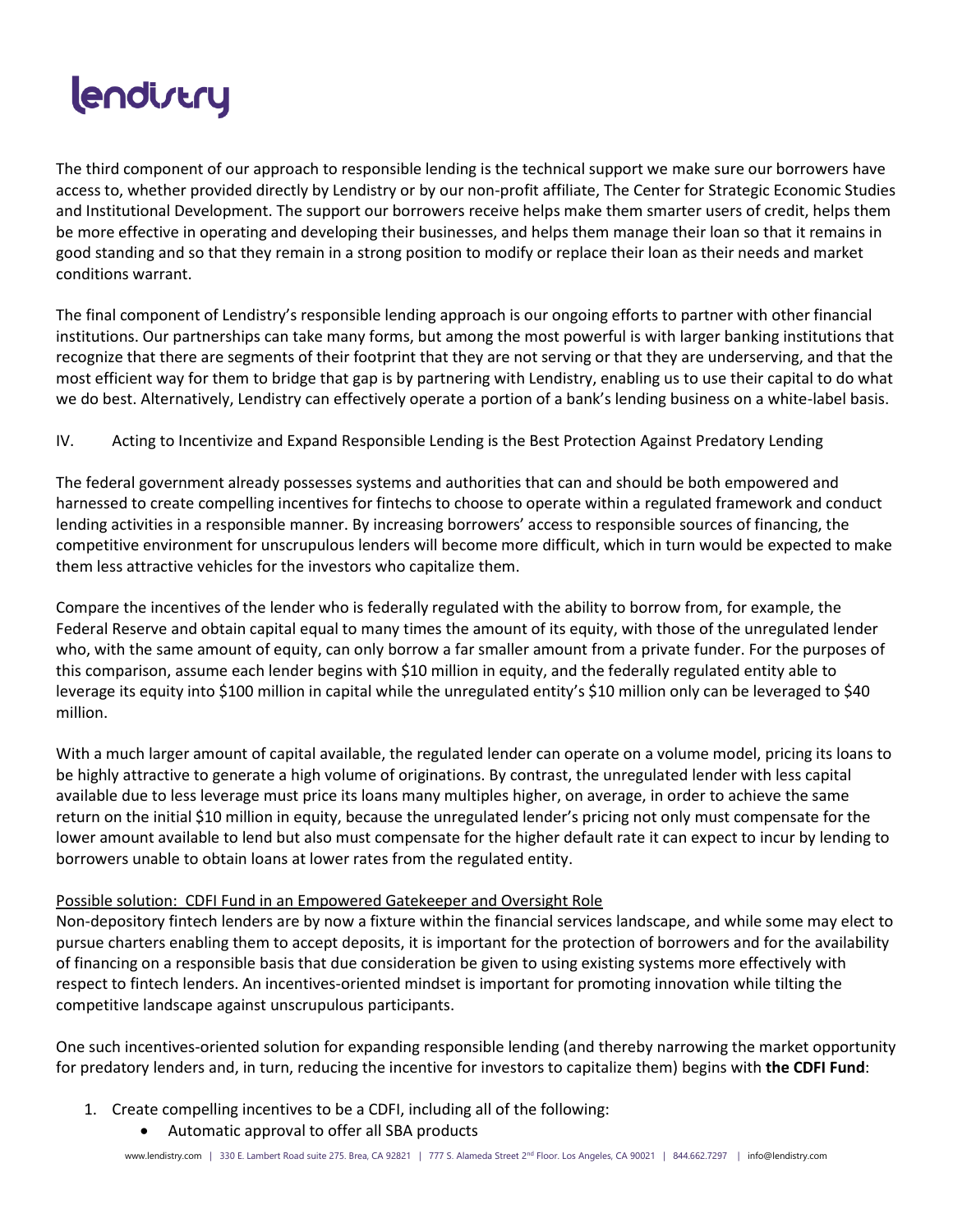The third component of our approach to responsible lending is the technical support we make sure our borrowers have access to, whether provided directly by Lendistry or by our non-profit affiliate, The Center for Strategic Economic Studies and Institutional Development. The support our borrowers receive helps make them smarter users of credit, helps them be more effective in operating and developing their businesses, and helps them manage their loan so that it remains in good standing and so that they remain in a strong position to modify or replace their loan as their needs and market conditions warrant.

The final component of Lendistry's responsible lending approach is our ongoing efforts to partner with other financial institutions. Our partnerships can take many forms, but among the most powerful is with larger banking institutions that recognize that there are segments of their footprint that they are not serving or that they are underserving, and that the most efficient way for them to bridge that gap is by partnering with Lendistry, enabling us to use their capital to do what we do best. Alternatively, Lendistry can effectively operate a portion of a bank's lending business on a white-label basis.

## IV. Acting to Incentivize and Expand Responsible Lending is the Best Protection Against Predatory Lending

The federal government already possesses systems and authorities that can and should be both empowered and harnessed to create compelling incentives for fintechs to choose to operate within a regulated framework and conduct lending activities in a responsible manner. By increasing borrowers' access to responsible sources of financing, the competitive environment for unscrupulous lenders will become more difficult, which in turn would be expected to make them less attractive vehicles for the investors who capitalize them.

Compare the incentives of the lender who is federally regulated with the ability to borrow from, for example, the Federal Reserve and obtain capital equal to many times the amount of its equity, with those of the unregulated lender who, with the same amount of equity, can only borrow a far smaller amount from a private funder. For the purposes of this comparison, assume each lender begins with $10 million in equity, and the federally regulated entity able to leverage its equity into $100 million in capital while the unregulated entity's $10 million only can be leveraged to $40 million.

With a much larger amount of capital available, the regulated lender can operate on a volume model, pricing its loans to be highly attractive to generate a high volume of originations. By contrast, the unregulated lender with less capital available due to less leverage must price its loans many multiples higher, on average, in order to achieve the same return on the initial $10 million in equity, because the unregulated lender's pricing not only must compensate for the lower amount available to lend but also must compensate for the higher default rate it can expect to incur by lending to borrowers unable to obtain loans at lower rates from the regulated entity.

<u>Possible solution: CDFI Fund in an Empowered Gatekeeper and Oversight Role</u>

Non-depository fintech lenders are by now a fixture within the financial services landscape, and while some may elect to pursue charters enabling them to accept deposits, it is important for the protection of borrowers and for the availability of financing on a responsible basis that due consideration be given to using existing systems more effectively with respect to fintech lenders. An incentives-oriented mindset is important for promoting innovation while tilting the competitive landscape against unscrupulous participants.

One such incentives-oriented solution for expanding responsible lending (and thereby narrowing the market opportunity for predatory lenders and, in turn, reducing the incentive for investors to capitalize them) begins with **the CDFI Fund**:

1. Create compelling incentives to be a CDFI, including all of the following:
    - Automatic approval to offer all SBA products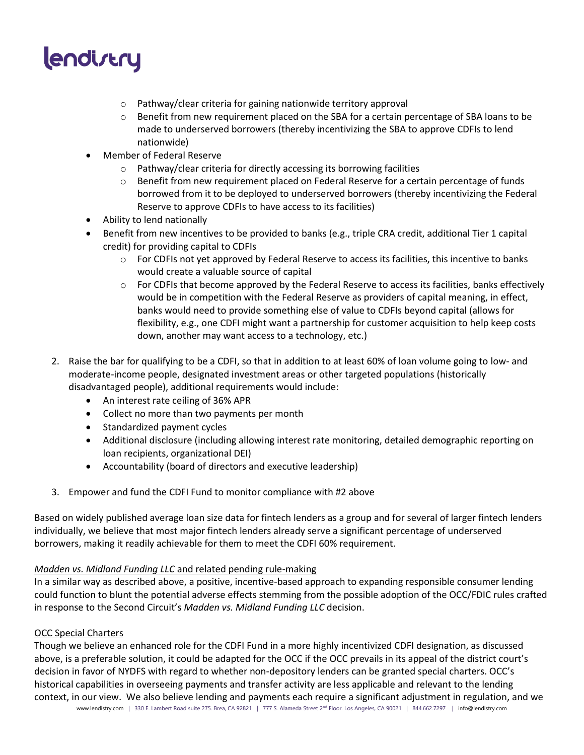- Pathway/clear criteria for gaining nationwide territory approval
    - Benefit from new requirement placed on the SBA for a certain percentage of SBA loans to be made to underserved borrowers (thereby incentivizing the SBA to approve CDFIs to lend nationwide)
- Member of Federal Reserve
    - Pathway/clear criteria for directly accessing its borrowing facilities
    - Benefit from new requirement placed on Federal Reserve for a certain percentage of funds borrowed from it to be deployed to underserved borrowers (thereby incentivizing the Federal Reserve to approve CDFIs to have access to its facilities)
- Ability to lend nationally
- Benefit from new incentives to be provided to banks (e.g., triple CRA credit, additional Tier 1 capital credit) for providing capital to CDFIs
    - For CDFIs not yet approved by Federal Reserve to access its facilities, this incentive to banks would create a valuable source of capital
    - For CDFIs that become approved by the Federal Reserve to access its facilities, banks effectively would be in competition with the Federal Reserve as providers of capital meaning, in effect, banks would need to provide something else of value to CDFIs beyond capital (allows for flexibility, e.g., one CDFI might want a partnership for customer acquisition to help keep costs down, another may want access to a technology, etc.)

2. Raise the bar for qualifying to be a CDFI, so that in addition to at least 60% of loan volume going to low- and moderate-income people, designated investment areas or other targeted populations (historically disadvantaged people), additional requirements would include:
    - An interest rate ceiling of 36% APR
    - Collect no more than two payments per month
    - Standardized payment cycles
    - Additional disclosure (including allowing interest rate monitoring, detailed demographic reporting on loan recipients, organizational DEI)
    - Accountability (board of directors and executive leadership)
3. Empower and fund the CDFI Fund to monitor compliance with #2 above

Based on widely published average loan size data for fintech lenders as a group and for several of larger fintech lenders individually, we believe that most major fintech lenders already serve a significant percentage of underserved borrowers, making it readily achievable for them to meet the CDFI 60% requirement.

<u>*Madden vs. Midland Funding LLC* and related pending rule-making</u>

In a similar way as described above, a positive, incentive-based approach to expanding responsible consumer lending could function to blunt the potential adverse effects stemming from the possible adoption of the OCC/FDIC rules crafted in response to the Second Circuit's *Madden vs. Midland Funding LLC* decision.

<u>OCC Special Charters</u>

Though we believe an enhanced role for the CDFI Fund in a more highly incentivized CDFI designation, as discussed above, is a preferable solution, it could be adapted for the OCC if the OCC prevails in its appeal of the district court's decision in favor of NYDFS with regard to whether non-depository lenders can be granted special charters. OCC's historical capabilities in overseeing payments and transfer activity are less applicable and relevant to the lending context, in our view. We also believe lending and payments each require a significant adjustment in regulation, and we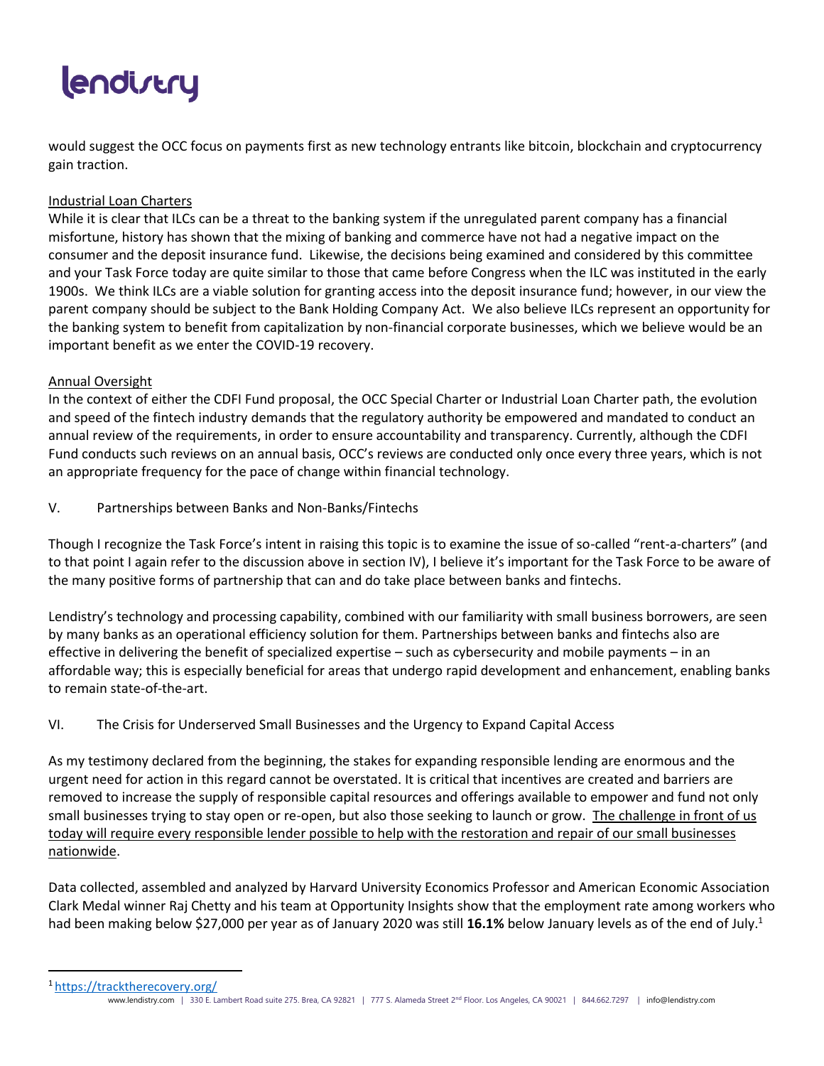would suggest the OCC focus on payments first as new technology entrants like bitcoin, blockchain and cryptocurrency gain traction.

<u>Industrial Loan Charters</u>

While it is clear that ILCs can be a threat to the banking system if the unregulated parent company has a financial misfortune, history has shown that the mixing of banking and commerce have not had a negative impact on the consumer and the deposit insurance fund. Likewise, the decisions being examined and considered by this committee and your Task Force today are quite similar to those that came before Congress when the ILC was instituted in the early 1900s. We think ILCs are a viable solution for granting access into the deposit insurance fund; however, in our view the parent company should be subject to the Bank Holding Company Act. We also believe ILCs represent an opportunity for the banking system to benefit from capitalization by non-financial corporate businesses, which we believe would be an important benefit as we enter the COVID-19 recovery.

<u>Annual Oversight</u>

In the context of either the CDFI Fund proposal, the OCC Special Charter or Industrial Loan Charter path, the evolution and speed of the fintech industry demands that the regulatory authority be empowered and mandated to conduct an annual review of the requirements, in order to ensure accountability and transparency. Currently, although the CDFI Fund conducts such reviews on an annual basis, OCC's reviews are conducted only once every three years, which is not an appropriate frequency for the pace of change within financial technology.

## V. Partnerships between Banks and Non-Banks/Fintechs

Though I recognize the Task Force's intent in raising this topic is to examine the issue of so-called "rent-a-charters" (and to that point I again refer to the discussion above in section IV), I believe it's important for the Task Force to be aware of the many positive forms of partnership that can and do take place between banks and fintechs.

Lendistry's technology and processing capability, combined with our familiarity with small business borrowers, are seen by many banks as an operational efficiency solution for them. Partnerships between banks and fintechs also are effective in delivering the benefit of specialized expertise – such as cybersecurity and mobile payments – in an affordable way; this is especially beneficial for areas that undergo rapid development and enhancement, enabling banks to remain state-of-the-art.

## VI. The Crisis for Underserved Small Businesses and the Urgency to Expand Capital Access

As my testimony declared from the beginning, the stakes for expanding responsible lending are enormous and the urgent need for action in this regard cannot be overstated. It is critical that incentives are created and barriers are removed to increase the supply of responsible capital resources and offerings available to empower and fund not only small businesses trying to stay open or re-open, but also those seeking to launch or grow. <u>The challenge in front of us today will require every responsible lender possible to help with the restoration and repair of our small businesses nationwide</u>.

Data collected, assembled and analyzed by Harvard University Economics Professor and American Economic Association Clark Medal winner Raj Chetty and his team at Opportunity Insights show that the employment rate among workers who had been making below $27,000 per year as of January 2020 was still **16.1%** below January levels as of the end of July.[1]

[1] https://tracktherecovery.org/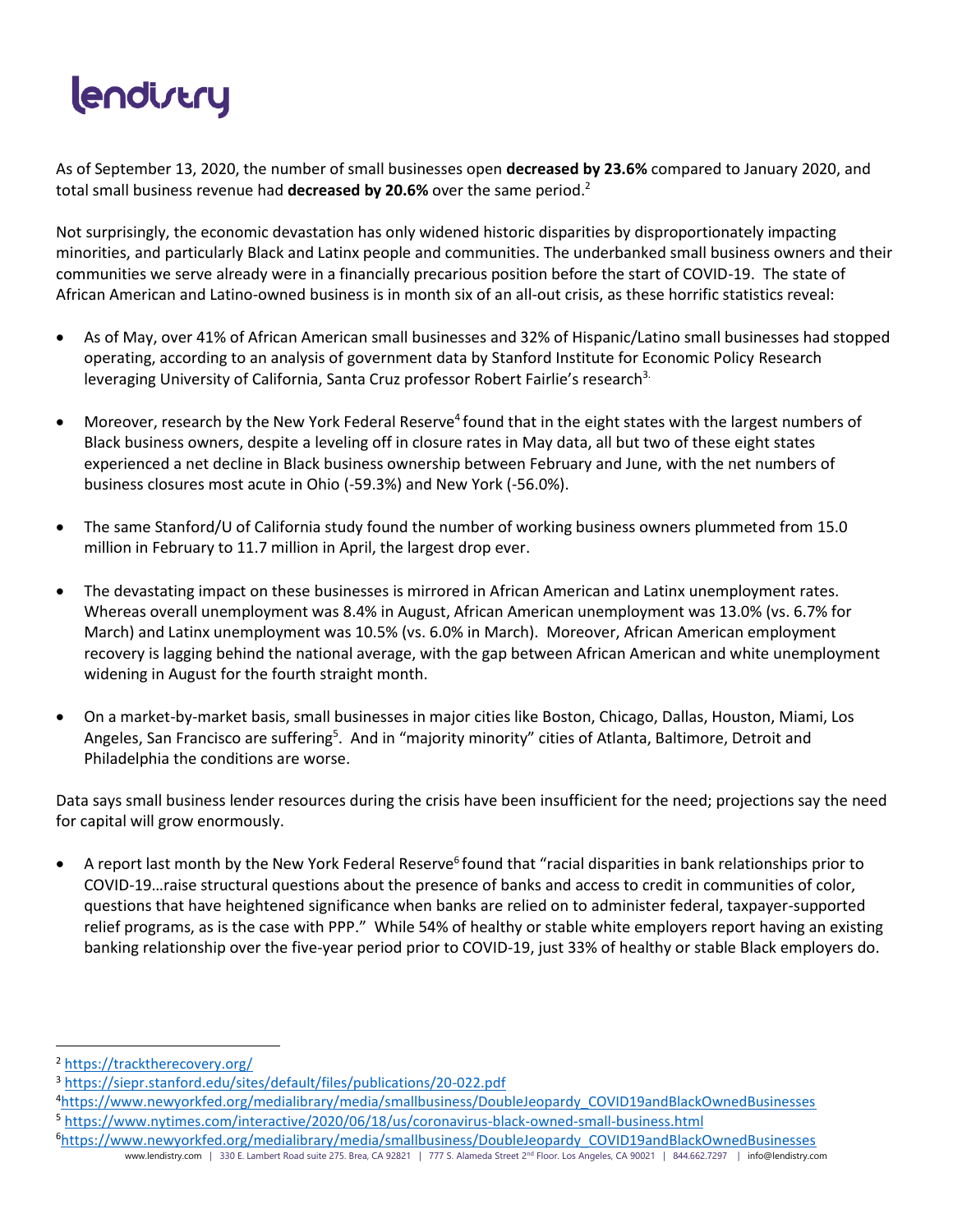As of September 13, 2020, the number of small businesses open **decreased by 23.6%** compared to January 2020, and total small business revenue had **decreased by 20.6%** over the same period.[2]

Not surprisingly, the economic devastation has only widened historic disparities by disproportionately impacting minorities, and particularly Black and Latinx people and communities. The underbanked small business owners and their communities we serve already were in a financially precarious position before the start of COVID-19. The state of African American and Latino-owned business is in month six of an all-out crisis, as these horrific statistics reveal:

- As of May, over 41% of African American small businesses and 32% of Hispanic/Latino small businesses had stopped operating, according to an analysis of government data by Stanford Institute for Economic Policy Research leveraging University of California, Santa Cruz professor Robert Fairlie's research[3].
- Moreover, research by the New York Federal Reserve[4] found that in the eight states with the largest numbers of Black business owners, despite a leveling off in closure rates in May data, all but two of these eight states experienced a net decline in Black business ownership between February and June, with the net numbers of business closures most acute in Ohio (-59.3%) and New York (-56.0%).
- The same Stanford/U of California study found the number of working business owners plummeted from 15.0 million in February to 11.7 million in April, the largest drop ever.
- The devastating impact on these businesses is mirrored in African American and Latinx unemployment rates. Whereas overall unemployment was 8.4% in August, African American unemployment was 13.0% (vs. 6.7% for March) and Latinx unemployment was 10.5% (vs. 6.0% in March). Moreover, African American employment recovery is lagging behind the national average, with the gap between African American and white unemployment widening in August for the fourth straight month.
- On a market-by-market basis, small businesses in major cities like Boston, Chicago, Dallas, Houston, Miami, Los Angeles, San Francisco are suffering[5]. And in "majority minority" cities of Atlanta, Baltimore, Detroit and Philadelphia the conditions are worse.

Data says small business lender resources during the crisis have been insufficient for the need; projections say the need for capital will grow enormously.

- A report last month by the New York Federal Reserve[6] found that "racial disparities in bank relationships prior to COVID-19…raise structural questions about the presence of banks and access to credit in communities of color, questions that have heightened significance when banks are relied on to administer federal, taxpayer-supported relief programs, as is the case with PPP." While 54% of healthy or stable white employers report having an existing banking relationship over the five-year period prior to COVID-19, just 33% of healthy or stable Black employers do.

---

[2] https://tracktherecovery.org/

[3] https://siepr.stanford.edu/sites/default/files/publications/20-022.pdf

[4] https://www.newyorkfed.org/medialibrary/media/smallbusiness/DoubleJeopardy_COVID19andBlackOwnedBusinesses

[5] https://www.nytimes.com/interactive/2020/06/18/us/coronavirus-black-owned-small-business.html

[6] https://www.newyorkfed.org/medialibrary/media/smallbusiness/DoubleJeopardy_COVID19andBlackOwnedBusinesses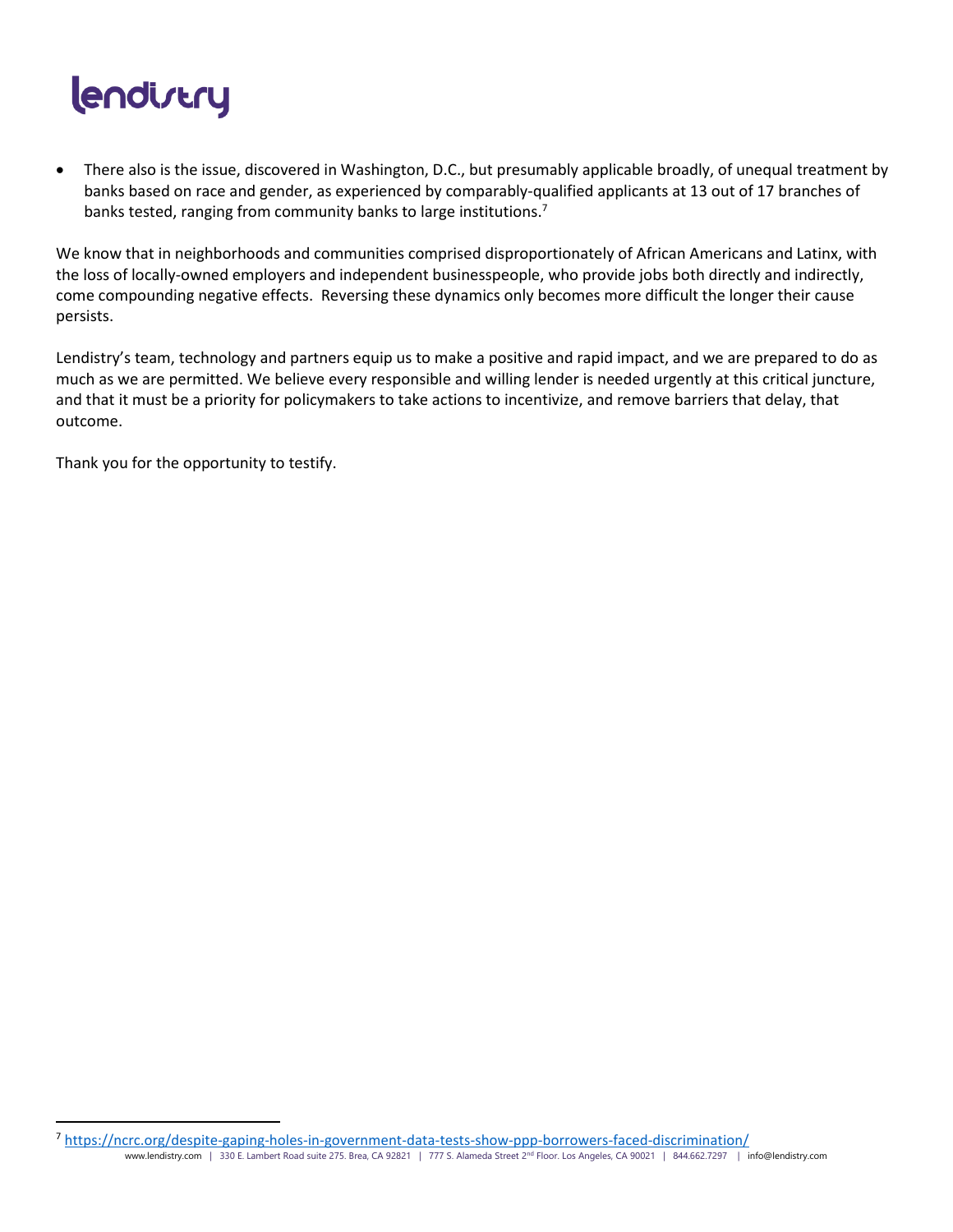- There also is the issue, discovered in Washington, D.C., but presumably applicable broadly, of unequal treatment by banks based on race and gender, as experienced by comparably-qualified applicants at 13 out of 17 branches of banks tested, ranging from community banks to large institutions.[7]

We know that in neighborhoods and communities comprised disproportionately of African Americans and Latinx, with the loss of locally-owned employers and independent businesspeople, who provide jobs both directly and indirectly, come compounding negative effects. Reversing these dynamics only becomes more difficult the longer their cause persists.

Lendistry's team, technology and partners equip us to make a positive and rapid impact, and we are prepared to do as much as we are permitted. We believe every responsible and willing lender is needed urgently at this critical juncture, and that it must be a priority for policymakers to take actions to incentivize, and remove barriers that delay, that outcome.

Thank you for the opportunity to testify.

[7] https://ncrc.org/despite-gaping-holes-in-government-data-tests-show-ppp-borrowers-faced-discrimination/